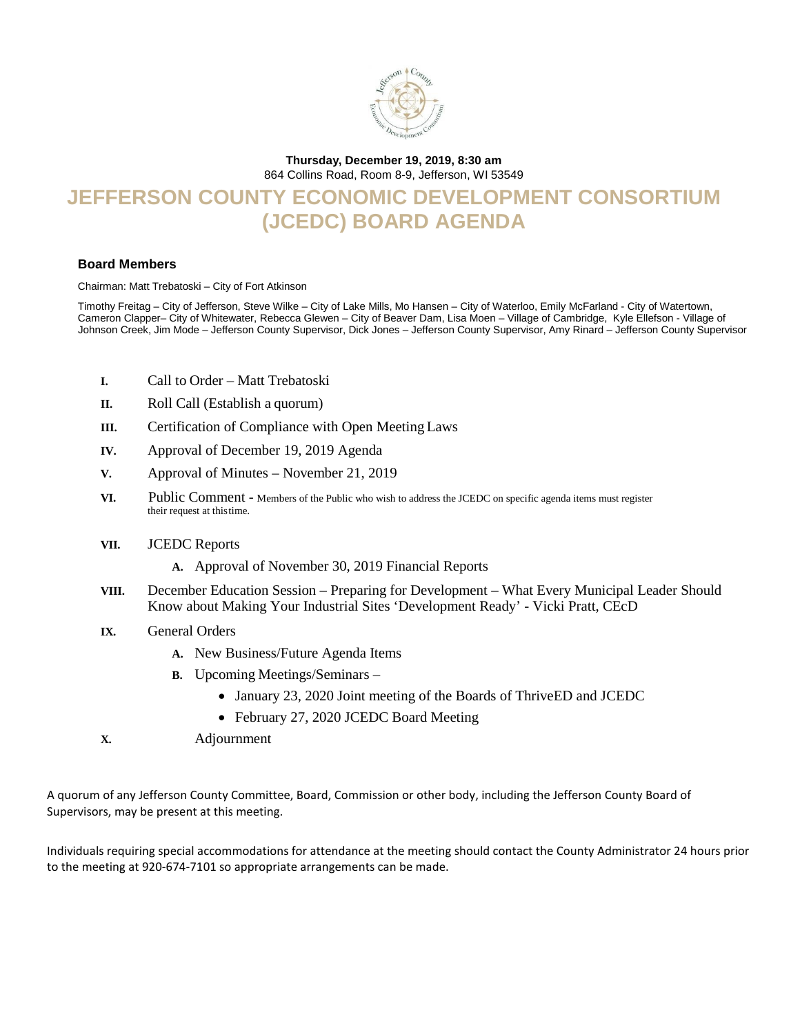**Thursday, December 19, 2019, 8:30 am**
864 Collins Road, Room 8-9, Jefferson, WI 53549

# JEFFERSON COUNTY ECONOMIC DEVELOPMENT CONSORTIUM (JCEDC) BOARD AGENDA

**Board Members**

Chairman: Matt Trebatoski – City of Fort Atkinson

Timothy Freitag – City of Jefferson, Steve Wilke – City of Lake Mills, Mo Hansen – City of Waterloo, Emily McFarland - City of Watertown, Cameron Clapper– City of Whitewater, Rebecca Glewen – City of Beaver Dam, Lisa Moen – Village of Cambridge, Kyle Ellefson - Village of Johnson Creek, Jim Mode – Jefferson County Supervisor, Dick Jones – Jefferson County Supervisor, Amy Rinard – Jefferson County Supervisor

- **I.** Call to Order – Matt Trebatoski
- **II.** Roll Call (Establish a quorum)
- **III.** Certification of Compliance with Open Meeting Laws
- **IV.** Approval of December 19, 2019 Agenda
- **V.** Approval of Minutes – November 21, 2019
- **VI.** Public Comment - Members of the Public who wish to address the JCEDC on specific agenda items must register their request at this time.
- **VII.** JCEDC Reports
  - **A.** Approval of November 30, 2019 Financial Reports
- **VIII.** December Education Session – Preparing for Development – What Every Municipal Leader Should Know about Making Your Industrial Sites 'Development Ready' - Vicki Pratt, CEcD
- **IX.** General Orders
  - **A.** New Business/Future Agenda Items
  - **B.** Upcoming Meetings/Seminars –
    - January 23, 2020 Joint meeting of the Boards of ThriveED and JCEDC
    - February 27, 2020 JCEDC Board Meeting
- **X.** Adjournment

A quorum of any Jefferson County Committee, Board, Commission or other body, including the Jefferson County Board of Supervisors, may be present at this meeting.

Individuals requiring special accommodations for attendance at the meeting should contact the County Administrator 24 hours prior to the meeting at 920-674-7101 so appropriate arrangements can be made.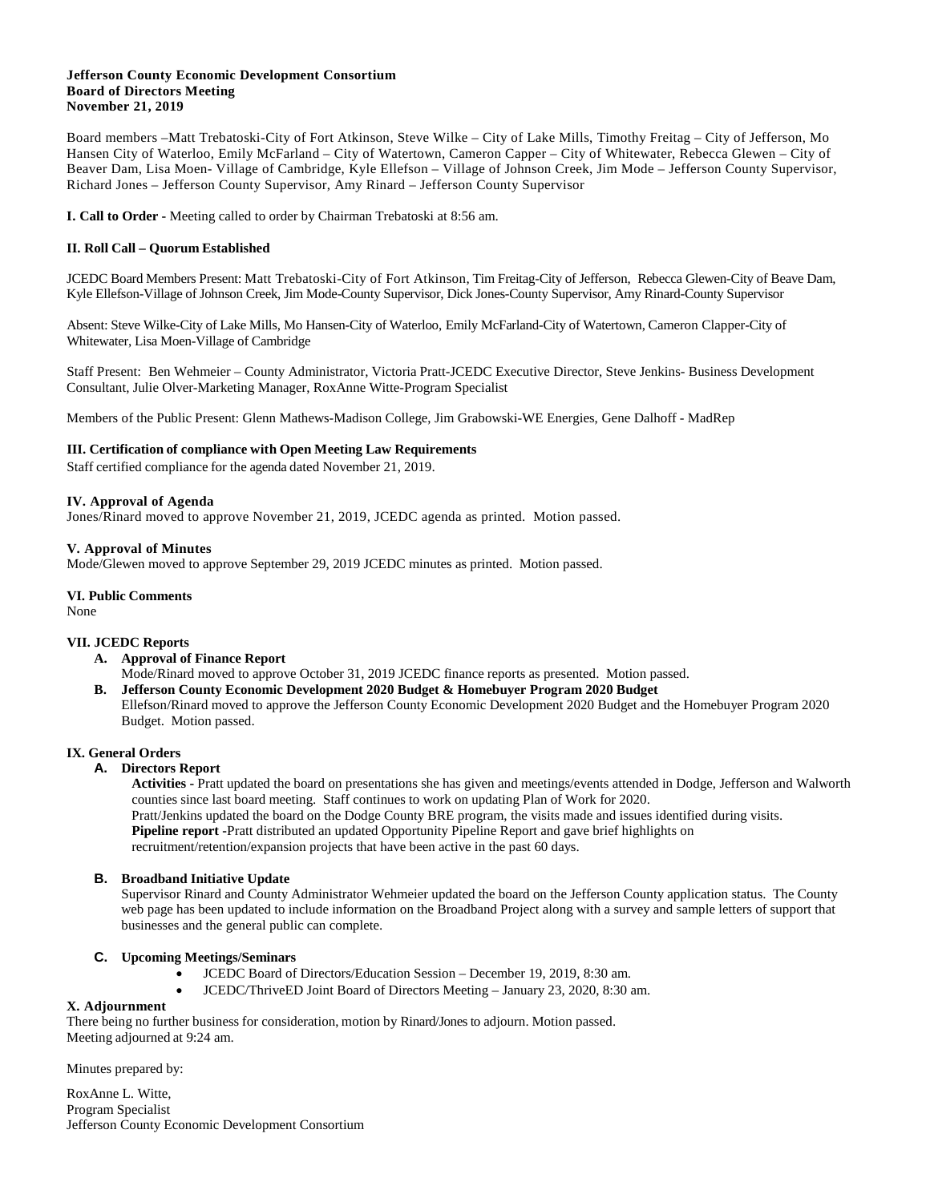**Jefferson County Economic Development Consortium**
**Board of Directors Meeting**
**November 21, 2019**

Board members –Matt Trebatoski-City of Fort Atkinson, Steve Wilke – City of Lake Mills, Timothy Freitag – City of Jefferson, Mo Hansen City of Waterloo, Emily McFarland – City of Watertown, Cameron Capper – City of Whitewater, Rebecca Glewen – City of Beaver Dam, Lisa Moen- Village of Cambridge, Kyle Ellefson – Village of Johnson Creek, Jim Mode – Jefferson County Supervisor, Richard Jones – Jefferson County Supervisor, Amy Rinard – Jefferson County Supervisor

**I. Call to Order -** Meeting called to order by Chairman Trebatoski at 8:56 am.

**II. Roll Call – Quorum Established**

JCEDC Board Members Present: Matt Trebatoski-City of Fort Atkinson, Tim Freitag-City of Jefferson, Rebecca Glewen-City of Beave Dam, Kyle Ellefson-Village of Johnson Creek, Jim Mode-County Supervisor, Dick Jones-County Supervisor, Amy Rinard-County Supervisor

Absent: Steve Wilke-City of Lake Mills, Mo Hansen-City of Waterloo, Emily McFarland-City of Watertown, Cameron Clapper-City of Whitewater, Lisa Moen-Village of Cambridge

Staff Present: Ben Wehmeier – County Administrator, Victoria Pratt-JCEDC Executive Director, Steve Jenkins- Business Development Consultant, Julie Olver-Marketing Manager, RoxAnne Witte-Program Specialist

Members of the Public Present: Glenn Mathews-Madison College, Jim Grabowski-WE Energies, Gene Dalhoff - MadRep

**III. Certification of compliance with Open Meeting Law Requirements**

Staff certified compliance for the agenda dated November 21, 2019.

**IV. Approval of Agenda**

Jones/Rinard moved to approve November 21, 2019, JCEDC agenda as printed. Motion passed.

**V. Approval of Minutes**

Mode/Glewen moved to approve September 29, 2019 JCEDC minutes as printed. Motion passed.

**VI. Public Comments**

None

**VII. JCEDC Reports**

- **A. Approval of Finance Report**
  Mode/Rinard moved to approve October 31, 2019 JCEDC finance reports as presented. Motion passed.
- **B. Jefferson County Economic Development 2020 Budget & Homebuyer Program 2020 Budget**
  Ellefson/Rinard moved to approve the Jefferson County Economic Development 2020 Budget and the Homebuyer Program 2020 Budget. Motion passed.

**IX. General Orders**

- **A. Directors Report**
  **Activities -** Pratt updated the board on presentations she has given and meetings/events attended in Dodge, Jefferson and Walworth counties since last board meeting. Staff continues to work on updating Plan of Work for 2020.
  Pratt/Jenkins updated the board on the Dodge County BRE program, the visits made and issues identified during visits.
  **Pipeline report -**Pratt distributed an updated Opportunity Pipeline Report and gave brief highlights on recruitment/retention/expansion projects that have been active in the past 60 days.
- **B. Broadband Initiative Update**
  Supervisor Rinard and County Administrator Wehmeier updated the board on the Jefferson County application status. The County web page has been updated to include information on the Broadband Project along with a survey and sample letters of support that businesses and the general public can complete.
- **C. Upcoming Meetings/Seminars**
  - JCEDC Board of Directors/Education Session – December 19, 2019, 8:30 am.
  - JCEDC/ThriveED Joint Board of Directors Meeting – January 23, 2020, 8:30 am.

**X. Adjournment**

There being no further business for consideration, motion by Rinard/Jones to adjourn. Motion passed.
Meeting adjourned at 9:24 am.

Minutes prepared by:

RoxAnne L. Witte,
Program Specialist
Jefferson County Economic Development Consortium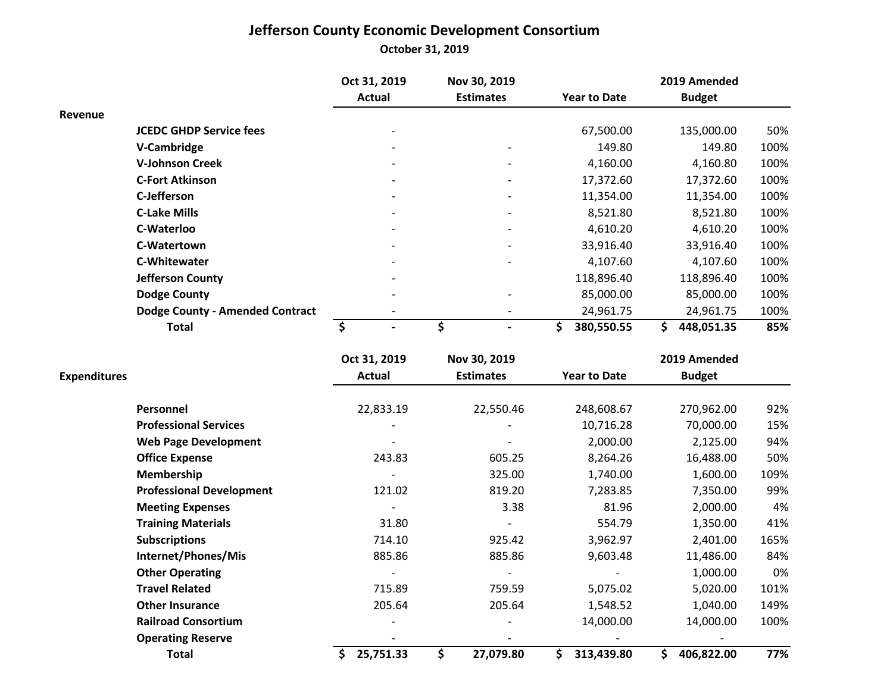# Jefferson County Economic Development Consortium

**October 31, 2019**

| Revenue | | Oct 31, 2019 Actual | Nov 30, 2019 Estimates | Year to Date | 2019 Amended Budget | |
|---|---|---|---|---|---|---|
| | **JCEDC GHDP Service fees** | - | | 67,500.00 | 135,000.00 | 50% |
| | **V-Cambridge** | - | - | 149.80 | 149.80 | 100% |
| | **V-Johnson Creek** | - | - | 4,160.00 | 4,160.80 | 100% |
| | **C-Fort Atkinson** | - | - | 17,372.60 | 17,372.60 | 100% |
| | **C-Jefferson** | - | - | 11,354.00 | 11,354.00 | 100% |
| | **C-Lake Mills** | - | - | 8,521.80 | 8,521.80 | 100% |
| | **C-Waterloo** | - | - | 4,610.20 | 4,610.20 | 100% |
| | **C-Watertown** | - | - | 33,916.40 | 33,916.40 | 100% |
| | **C-Whitewater** | - | - | 4,107.60 | 4,107.60 | 100% |
| | **Jefferson County** | - | | 118,896.40 | 118,896.40 | 100% |
| | **Dodge County** | - | - | 85,000.00 | 85,000.00 | 100% |
| | **Dodge County - Amended Contract** | - | - | 24,961.75 | 24,961.75 | 100% |
| | **Total** | **$ -** | **$ -** | **$ 380,550.55** | **$ 448,051.35** | **85%** |

| Expenditures | | Oct 31, 2019 Actual | Nov 30, 2019 Estimates | Year to Date | 2019 Amended Budget | |
|---|---|---|---|---|---|---|
| | **Personnel** | 22,833.19 | 22,550.46 | 248,608.67 | 270,962.00 | 92% |
| | **Professional Services** | - | - | 10,716.28 | 70,000.00 | 15% |
| | **Web Page Development** | - | - | 2,000.00 | 2,125.00 | 94% |
| | **Office Expense** | 243.83 | 605.25 | 8,264.26 | 16,488.00 | 50% |
| | **Membership** | - | 325.00 | 1,740.00 | 1,600.00 | 109% |
| | **Professional Development** | 121.02 | 819.20 | 7,283.85 | 7,350.00 | 99% |
| | **Meeting Expenses** | - | 3.38 | 81.96 | 2,000.00 | 4% |
| | **Training Materials** | 31.80 | - | 554.79 | 1,350.00 | 41% |
| | **Subscriptions** | 714.10 | 925.42 | 3,962.97 | 2,401.00 | 165% |
| | **Internet/Phones/Mis** | 885.86 | 885.86 | 9,603.48 | 11,486.00 | 84% |
| | **Other Operating** | - | - | - | 1,000.00 | 0% |
| | **Travel Related** | 715.89 | 759.59 | 5,075.02 | 5,020.00 | 101% |
| | **Other Insurance** | 205.64 | 205.64 | 1,548.52 | 1,040.00 | 149% |
| | **Railroad Consortium** | - | - | 14,000.00 | 14,000.00 | 100% |
| | **Operating Reserve** | - | - | - | - | |
| | **Total** | **$ 25,751.33** | **$ 27,079.80** | **$ 313,439.80** | **$ 406,822.00** | **77%** |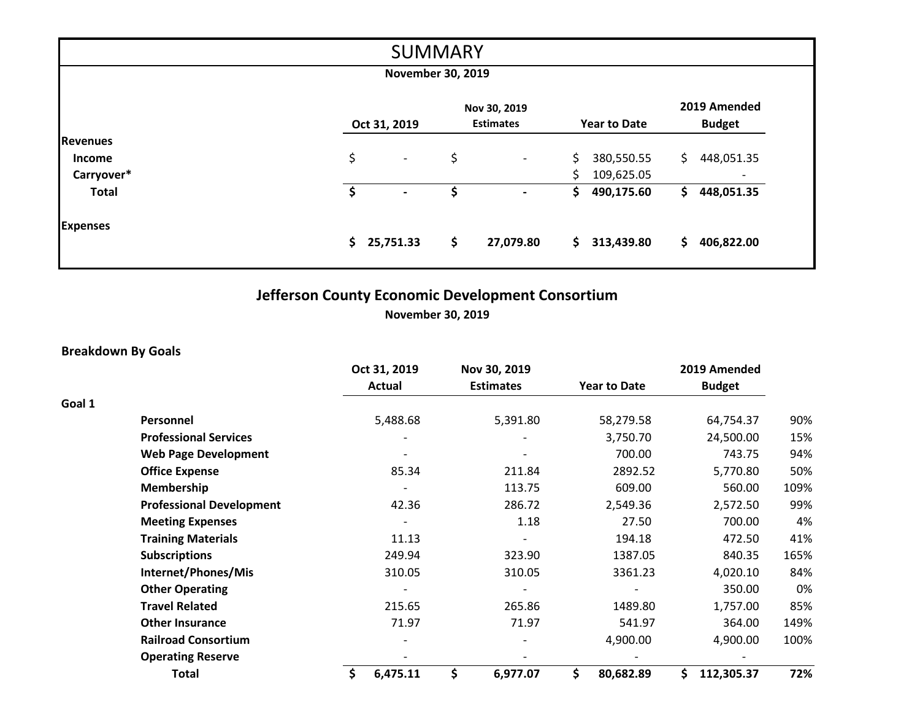# SUMMARY

**November 30, 2019**

| | Oct 31, 2019 | Nov 30, 2019 Estimates | Year to Date | 2019 Amended Budget |
|---|---|---|---|---|
| **Revenues** | | | | |
| **Income** | $ - | $ - | $ 380,550.55 | $ 448,051.35 |
| **Carryover*** | | | $ 109,625.05 | - |
| **Total** | **$ -** | **$ -** | **$ 490,175.60** | **$ 448,051.35** |
| **Expenses** | | | | |
| | **$ 25,751.33** | **$ 27,079.80** | **$ 313,439.80** | **$ 406,822.00** |

## Jefferson County Economic Development Consortium

**November 30, 2019**

**Breakdown By Goals**

| | | Oct 31, 2019 Actual | Nov 30, 2019 Estimates | Year to Date | 2019 Amended Budget | |
|---|---|---|---|---|---|---|
| **Goal 1** | | | | | | |
| | **Personnel** | 5,488.68 | 5,391.80 | 58,279.58 | 64,754.37 | 90% |
| | **Professional Services** | - | - | 3,750.70 | 24,500.00 | 15% |
| | **Web Page Development** | - | - | 700.00 | 743.75 | 94% |
| | **Office Expense** | 85.34 | 211.84 | 2892.52 | 5,770.80 | 50% |
| | **Membership** | - | 113.75 | 609.00 | 560.00 | 109% |
| | **Professional Development** | 42.36 | 286.72 | 2,549.36 | 2,572.50 | 99% |
| | **Meeting Expenses** | - | 1.18 | 27.50 | 700.00 | 4% |
| | **Training Materials** | 11.13 | - | 194.18 | 472.50 | 41% |
| | **Subscriptions** | 249.94 | 323.90 | 1387.05 | 840.35 | 165% |
| | **Internet/Phones/Mis** | 310.05 | 310.05 | 3361.23 | 4,020.10 | 84% |
| | **Other Operating** | - | - | - | 350.00 | 0% |
| | **Travel Related** | 215.65 | 265.86 | 1489.80 | 1,757.00 | 85% |
| | **Other Insurance** | 71.97 | 71.97 | 541.97 | 364.00 | 149% |
| | **Railroad Consortium** | - | - | 4,900.00 | 4,900.00 | 100% |
| | **Operating Reserve** | - | - | - | - | |
| | **Total** | **$ 6,475.11** | **$ 6,977.07** | **$ 80,682.89** | **$ 112,305.37** | **72%** |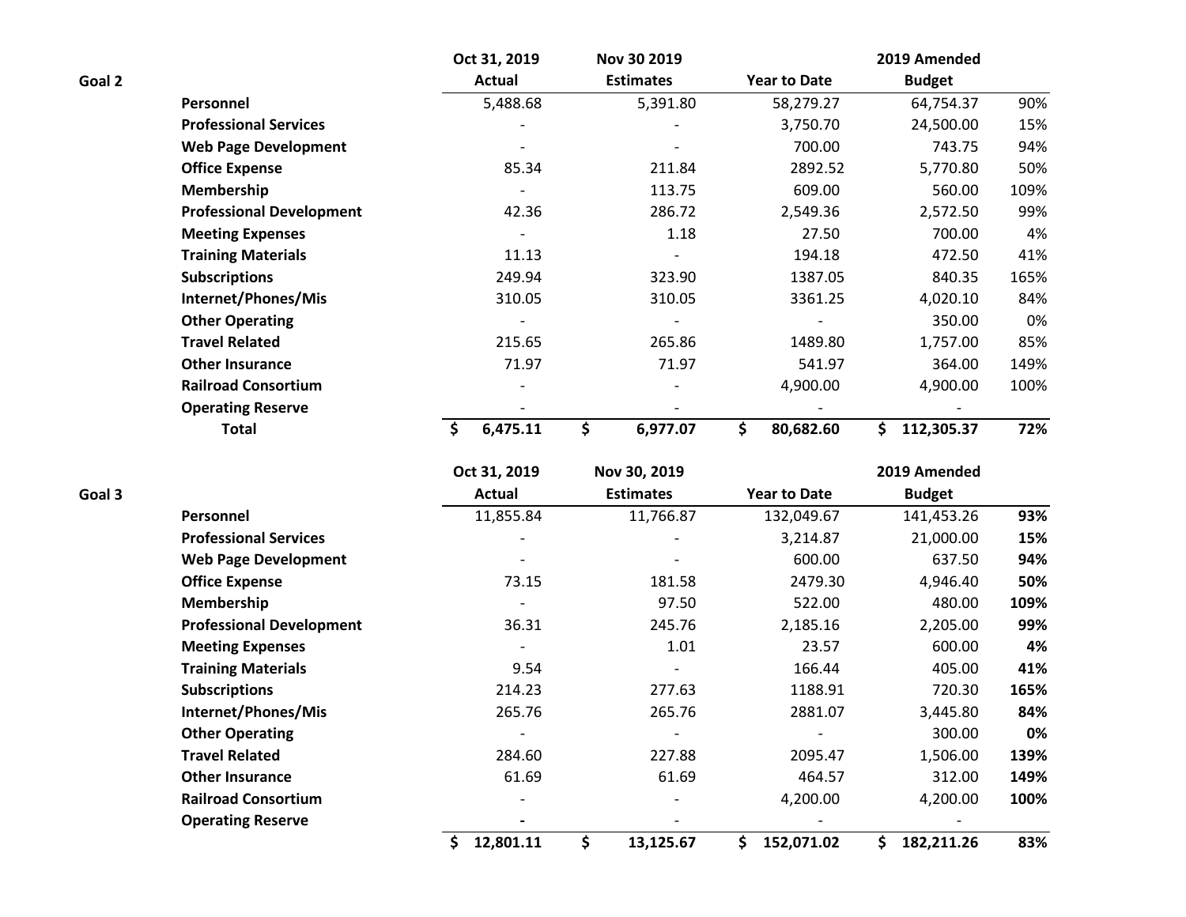| Goal 2 | | Oct 31, 2019 Actual | Nov 30 2019 Estimates | Year to Date | 2019 Amended Budget | |
|---|---|---|---|---|---|---|
| | **Personnel** | 5,488.68 | 5,391.80 | 58,279.27 | 64,754.37 | 90% |
| | **Professional Services** | - | - | 3,750.70 | 24,500.00 | 15% |
| | **Web Page Development** | - | - | 700.00 | 743.75 | 94% |
| | **Office Expense** | 85.34 | 211.84 | 2892.52 | 5,770.80 | 50% |
| | **Membership** | - | 113.75 | 609.00 | 560.00 | 109% |
| | **Professional Development** | 42.36 | 286.72 | 2,549.36 | 2,572.50 | 99% |
| | **Meeting Expenses** | - | 1.18 | 27.50 | 700.00 | 4% |
| | **Training Materials** | 11.13 | - | 194.18 | 472.50 | 41% |
| | **Subscriptions** | 249.94 | 323.90 | 1387.05 | 840.35 | 165% |
| | **Internet/Phones/Mis** | 310.05 | 310.05 | 3361.25 | 4,020.10 | 84% |
| | **Other Operating** | - | - | - | 350.00 | 0% |
| | **Travel Related** | 215.65 | 265.86 | 1489.80 | 1,757.00 | 85% |
| | **Other Insurance** | 71.97 | 71.97 | 541.97 | 364.00 | 149% |
| | **Railroad Consortium** | - | - | 4,900.00 | 4,900.00 | 100% |
| | **Operating Reserve** | - | - | - | - | |
| | **Total** | **$ 6,475.11** | **$ 6,977.07** | **$ 80,682.60** | **$ 112,305.37** | **72%** |

| Goal 3 | | Oct 31, 2019 Actual | Nov 30, 2019 Estimates | Year to Date | 2019 Amended Budget | |
|---|---|---|---|---|---|---|
| | **Personnel** | 11,855.84 | 11,766.87 | 132,049.67 | 141,453.26 | **93%** |
| | **Professional Services** | - | - | 3,214.87 | 21,000.00 | **15%** |
| | **Web Page Development** | - | - | 600.00 | 637.50 | **94%** |
| | **Office Expense** | 73.15 | 181.58 | 2479.30 | 4,946.40 | **50%** |
| | **Membership** | - | 97.50 | 522.00 | 480.00 | **109%** |
| | **Professional Development** | 36.31 | 245.76 | 2,185.16 | 2,205.00 | **99%** |
| | **Meeting Expenses** | - | 1.01 | 23.57 | 600.00 | **4%** |
| | **Training Materials** | 9.54 | - | 166.44 | 405.00 | **41%** |
| | **Subscriptions** | 214.23 | 277.63 | 1188.91 | 720.30 | **165%** |
| | **Internet/Phones/Mis** | 265.76 | 265.76 | 2881.07 | 3,445.80 | **84%** |
| | **Other Operating** | - | - | - | 300.00 | **0%** |
| | **Travel Related** | 284.60 | 227.88 | 2095.47 | 1,506.00 | **139%** |
| | **Other Insurance** | 61.69 | 61.69 | 464.57 | 312.00 | **149%** |
| | **Railroad Consortium** | - | - | 4,200.00 | 4,200.00 | **100%** |
| | **Operating Reserve** | - | - | - | - | |
| | | **$ 12,801.11** | **$ 13,125.67** | **$ 152,071.02** | **$ 182,211.26** | **83%** |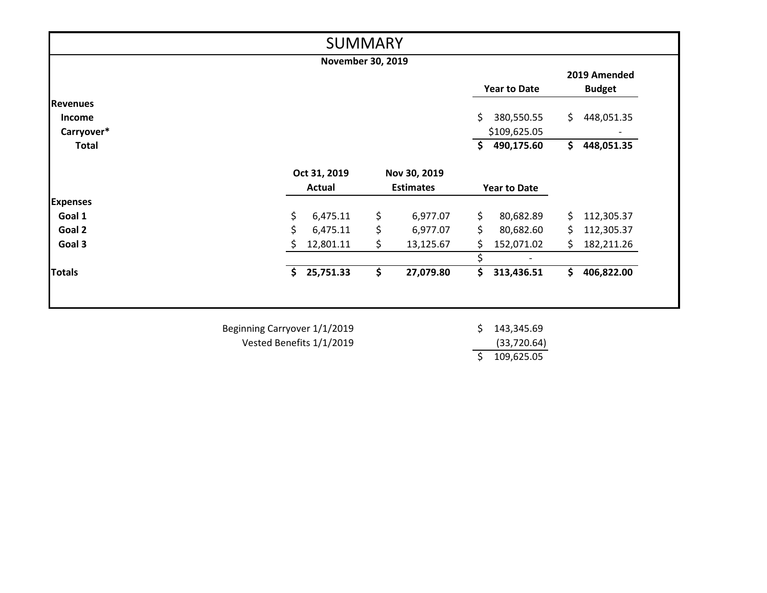# SUMMARY

**November 30, 2019**

| | Oct 31, 2019 Actual | Nov 30, 2019 Estimates | Year to Date | 2019 Amended Budget |
|---|---|---|---|---|
| **Revenues** | | | | |
| **Income** | | | $ 380,550.55 | $ 448,051.35 |
| **Carryover*** | | | $109,625.05 | - |
| **Total** | | | **$ 490,175.60** | **$ 448,051.35** |
| **Expenses** | | | | |
| **Goal 1** | $ 6,475.11 | $ 6,977.07 | $ 80,682.89 | $ 112,305.37 |
| **Goal 2** | $ 6,475.11 | $ 6,977.07 | $ 80,682.60 | $ 112,305.37 |
| **Goal 3** | $ 12,801.11 | $ 13,125.67 | $ 152,071.02 | $ 182,211.26 |
| | | | $ - | |
| **Totals** | **$ 25,751.33** | **$ 27,079.80** | **$ 313,436.51** | **$ 406,822.00** |

| | |
|---|---|
| Beginning Carryover 1/1/2019 | $ 143,345.69 |
| Vested Benefits 1/1/2019 | (33,720.64) |
| | $ 109,625.05 |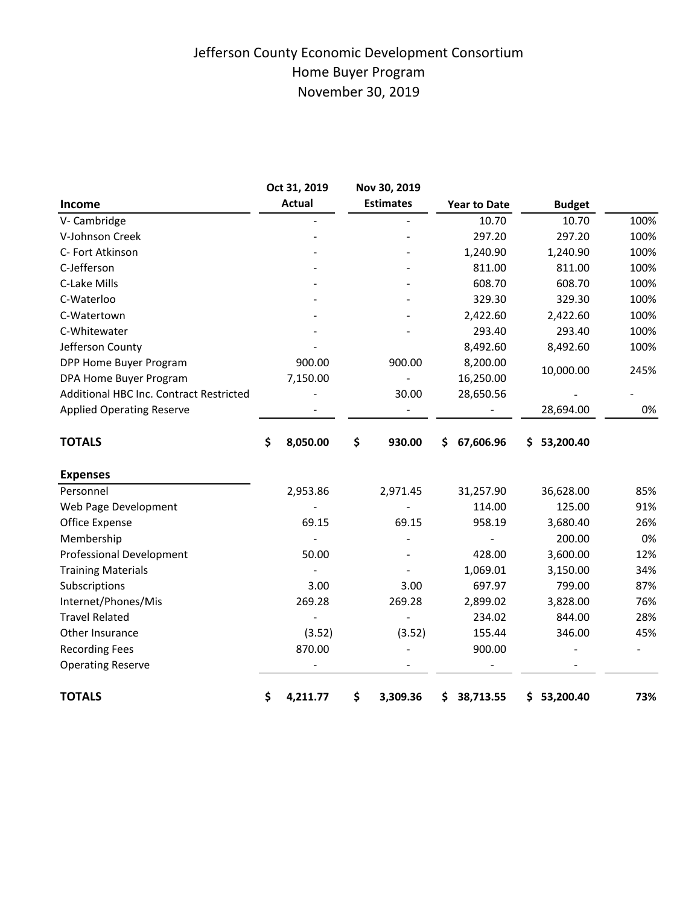# Jefferson County Economic Development Consortium
## Home Buyer Program
## November 30, 2019

| Income | Oct 31, 2019 Actual | Nov 30, 2019 Estimates | Year to Date | Budget | |
|---|---|---|---|---|---|
| V- Cambridge | - | - | 10.70 | 10.70 | 100% |
| V-Johnson Creek | - | - | 297.20 | 297.20 | 100% |
| C- Fort Atkinson | - | - | 1,240.90 | 1,240.90 | 100% |
| C-Jefferson | - | - | 811.00 | 811.00 | 100% |
| C-Lake Mills | - | - | 608.70 | 608.70 | 100% |
| C-Waterloo | - | - | 329.30 | 329.30 | 100% |
| C-Watertown | - | - | 2,422.60 | 2,422.60 | 100% |
| C-Whitewater | - | - | 293.40 | 293.40 | 100% |
| Jefferson County | - | | 8,492.60 | 8,492.60 | 100% |
| DPP Home Buyer Program | 900.00 | 900.00 | 8,200.00 | 10,000.00 | 245% |
| DPA Home Buyer Program | 7,150.00 | - | 16,250.00 | | |
| Additional HBC Inc. Contract Restricted | - | 30.00 | 28,650.56 | - | - |
| Applied Operating Reserve | - | - | - | 28,694.00 | 0% |
| **TOTALS** | **$ 8,050.00** | **$ 930.00** | **$ 67,606.96** | **$ 53,200.40** | |
| **Expenses** | | | | | |
| Personnel | 2,953.86 | 2,971.45 | 31,257.90 | 36,628.00 | 85% |
| Web Page Development | - | - | 114.00 | 125.00 | 91% |
| Office Expense | 69.15 | 69.15 | 958.19 | 3,680.40 | 26% |
| Membership | - | - | - | 200.00 | 0% |
| Professional Development | 50.00 | - | 428.00 | 3,600.00 | 12% |
| Training Materials | - | - | 1,069.01 | 3,150.00 | 34% |
| Subscriptions | 3.00 | 3.00 | 697.97 | 799.00 | 87% |
| Internet/Phones/Mis | 269.28 | 269.28 | 2,899.02 | 3,828.00 | 76% |
| Travel Related | - | - | 234.02 | 844.00 | 28% |
| Other Insurance | (3.52) | (3.52) | 155.44 | 346.00 | 45% |
| Recording Fees | 870.00 | - | 900.00 | - | - |
| Operating Reserve | - | - | - | - | |
| **TOTALS** | **$ 4,211.77** | **$ 3,309.36** | **$ 38,713.55** | **$ 53,200.40** | **73%** |